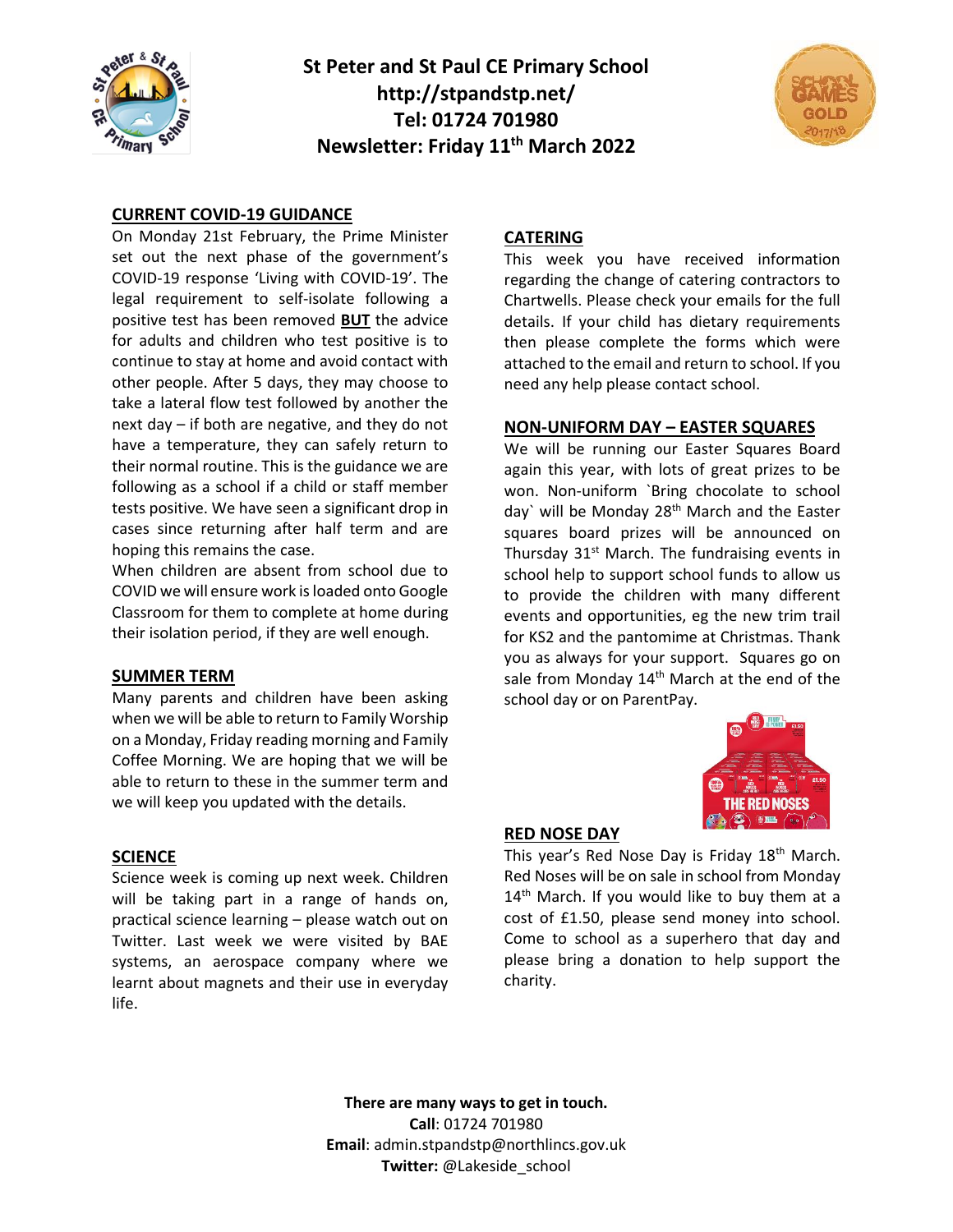# St Peter and St Paul CE Primary School
**http://stpandstp.net/**
**Tel: 01724 701980**
**Newsletter: Friday 11th March 2022**

## CURRENT COVID-19 GUIDANCE

On Monday 21st February, the Prime Minister set out the next phase of the government's COVID-19 response 'Living with COVID-19'. The legal requirement to self-isolate following a positive test has been removed **BUT** the advice for adults and children who test positive is to continue to stay at home and avoid contact with other people. After 5 days, they may choose to take a lateral flow test followed by another the next day – if both are negative, and they do not have a temperature, they can safely return to their normal routine. This is the guidance we are following as a school if a child or staff member tests positive. We have seen a significant drop in cases since returning after half term and are hoping this remains the case.

When children are absent from school due to COVID we will ensure work is loaded onto Google Classroom for them to complete at home during their isolation period, if they are well enough.

## SUMMER TERM

Many parents and children have been asking when we will be able to return to Family Worship on a Monday, Friday reading morning and Family Coffee Morning. We are hoping that we will be able to return to these in the summer term and we will keep you updated with the details.

## SCIENCE

Science week is coming up next week. Children will be taking part in a range of hands on, practical science learning – please watch out on Twitter. Last week we were visited by BAE systems, an aerospace company where we learnt about magnets and their use in everyday life.

## CATERING

This week you have received information regarding the change of catering contractors to Chartwells. Please check your emails for the full details. If your child has dietary requirements then please complete the forms which were attached to the email and return to school. If you need any help please contact school.

## NON-UNIFORM DAY – EASTER SQUARES

We will be running our Easter Squares Board again this year, with lots of great prizes to be won. Non-uniform `Bring chocolate to school day` will be Monday 28th March and the Easter squares board prizes will be announced on Thursday 31st March. The fundraising events in school help to support school funds to allow us to provide the children with many different events and opportunities, eg the new trim trail for KS2 and the pantomime at Christmas. Thank you as always for your support. Squares go on sale from Monday 14th March at the end of the school day or on ParentPay.

## RED NOSE DAY

This year's Red Nose Day is Friday 18th March. Red Noses will be on sale in school from Monday 14th March. If you would like to buy them at a cost of £1.50, please send money into school. Come to school as a superhero that day and please bring a donation to help support the charity.

**There are many ways to get in touch.**
**Call**: 01724 701980
**Email**: admin.stpandstp@northlincs.gov.uk
**Twitter:** @Lakeside_school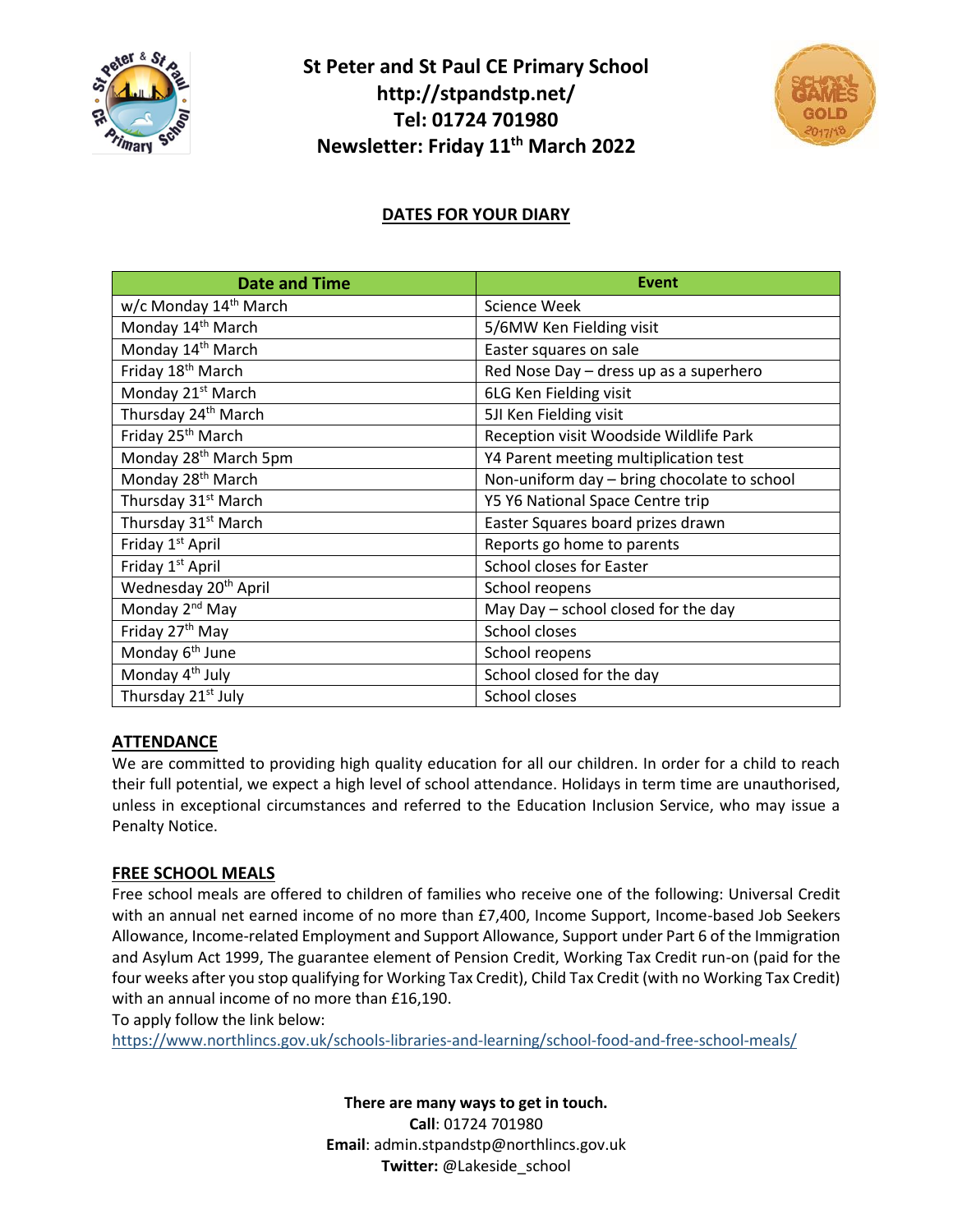# St Peter and St Paul CE Primary School
## http://stpandstp.net/
## Tel: 01724 701980
## Newsletter: Friday 11th March 2022

### DATES FOR YOUR DIARY

| Date and Time | Event |
|---|---|
| w/c Monday 14th March | Science Week |
| Monday 14th March | 5/6MW Ken Fielding visit |
| Monday 14th March | Easter squares on sale |
| Friday 18th March | Red Nose Day – dress up as a superhero |
| Monday 21st March | 6LG Ken Fielding visit |
| Thursday 24th March | 5JI Ken Fielding visit |
| Friday 25th March | Reception visit Woodside Wildlife Park |
| Monday 28th March 5pm | Y4 Parent meeting multiplication test |
| Monday 28th March | Non-uniform day – bring chocolate to school |
| Thursday 31st March | Y5 Y6 National Space Centre trip |
| Thursday 31st March | Easter Squares board prizes drawn |
| Friday 1st April | Reports go home to parents |
| Friday 1st April | School closes for Easter |
| Wednesday 20th April | School reopens |
| Monday 2nd May | May Day – school closed for the day |
| Friday 27th May | School closes |
| Monday 6th June | School reopens |
| Monday 4th July | School closed for the day |
| Thursday 21st July | School closes |

### ATTENDANCE

We are committed to providing high quality education for all our children. In order for a child to reach their full potential, we expect a high level of school attendance. Holidays in term time are unauthorised, unless in exceptional circumstances and referred to the Education Inclusion Service, who may issue a Penalty Notice.

### FREE SCHOOL MEALS

Free school meals are offered to children of families who receive one of the following: Universal Credit with an annual net earned income of no more than £7,400, Income Support, Income-based Job Seekers Allowance, Income-related Employment and Support Allowance, Support under Part 6 of the Immigration and Asylum Act 1999, The guarantee element of Pension Credit, Working Tax Credit run-on (paid for the four weeks after you stop qualifying for Working Tax Credit), Child Tax Credit (with no Working Tax Credit) with an annual income of no more than £16,190.

To apply follow the link below:
https://www.northlincs.gov.uk/schools-libraries-and-learning/school-food-and-free-school-meals/

**There are many ways to get in touch.**
**Call**: 01724 701980
**Email**: admin.stpandstp@northlincs.gov.uk
**Twitter:** @Lakeside_school